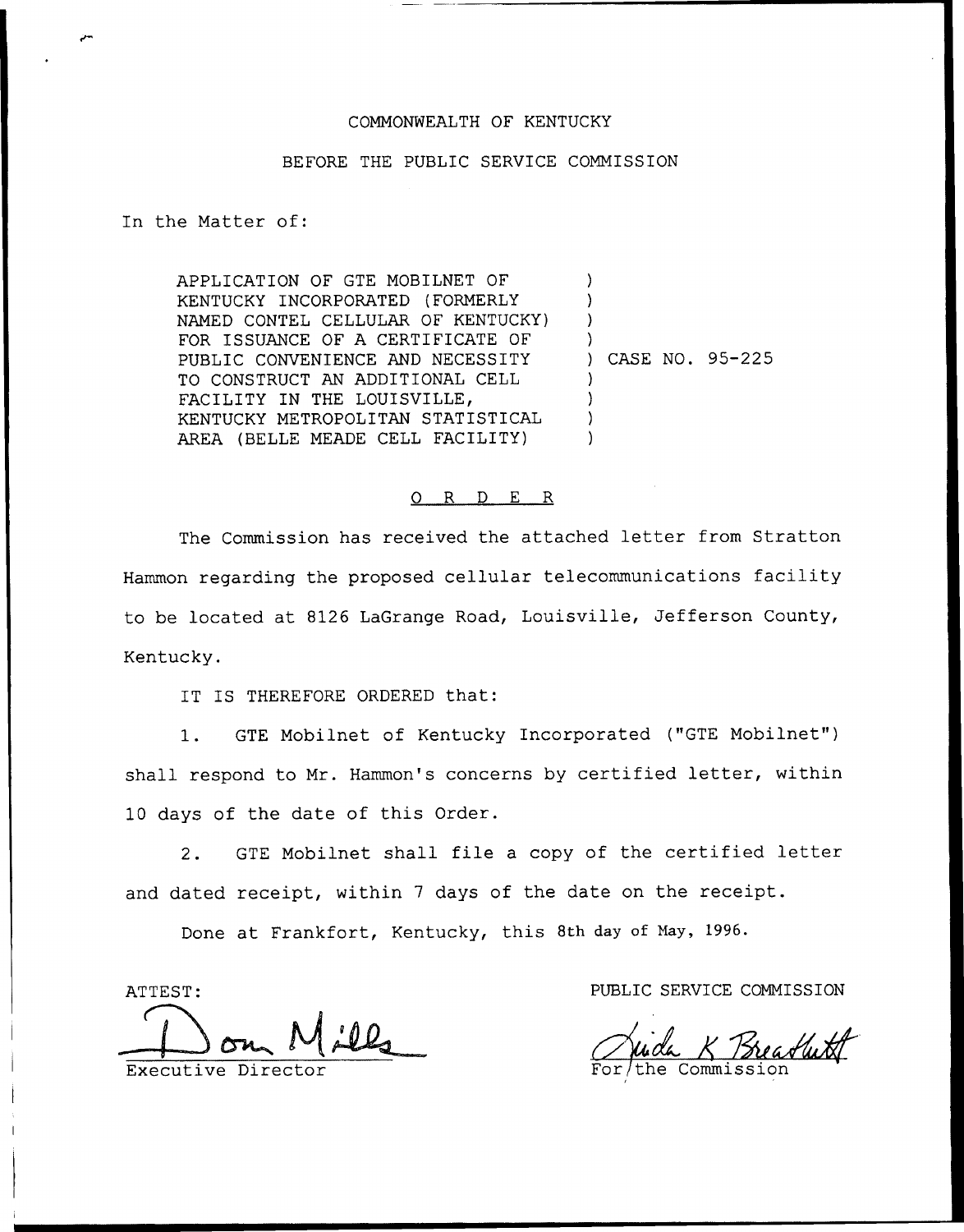COMMONWEALTH OF KENTUCKY

BEFORE THE PUBLIC SERVICE COMMISSION

In the Matter of:

APPLICATION OF GTE MOBILNET OF KENTUCKY INCORPORATED (FORMERLY NAMED CONTEL CELLULAR OF KENTUCKY) FOR ISSUANCE OF A CERTIFICATE OF PUBLIC CONVENIENCE AND NECESSITY TO CONSTRUCT AN ADDITIONAL CELL FACILITY IN THE LOUISVILLE, KENTUCKY METROPOLITAN STATISTICAL AREA (BELLE MEADE CELL FACILITY) ) CASE NO. 95-225

O R D E R

The Commission has received the attached letter from Stratton Hammon regarding the proposed cellular telecommunications facility to be located at 8126 LaGrange Road, Louisville, Jefferson County, Kentucky.

IT IS THEREFORE ORDERED that:

1. GTE Mobilnet of Kentucky Incorporated ("GTE Mobilnet") shall respond to Mr. Hammon's concerns by certified letter, within 10 days of the date of this Order.

2. GTE Mobilnet shall file a copy of the certified letter and dated receipt, within 7 days of the date on the receipt.

Done at Frankfort, Kentucky, this 8th day of May, 1996.

ATTEST:

Don Mills
Executive Director

PUBLIC SERVICE COMMISSION

Linda K Breathitt
For the Commission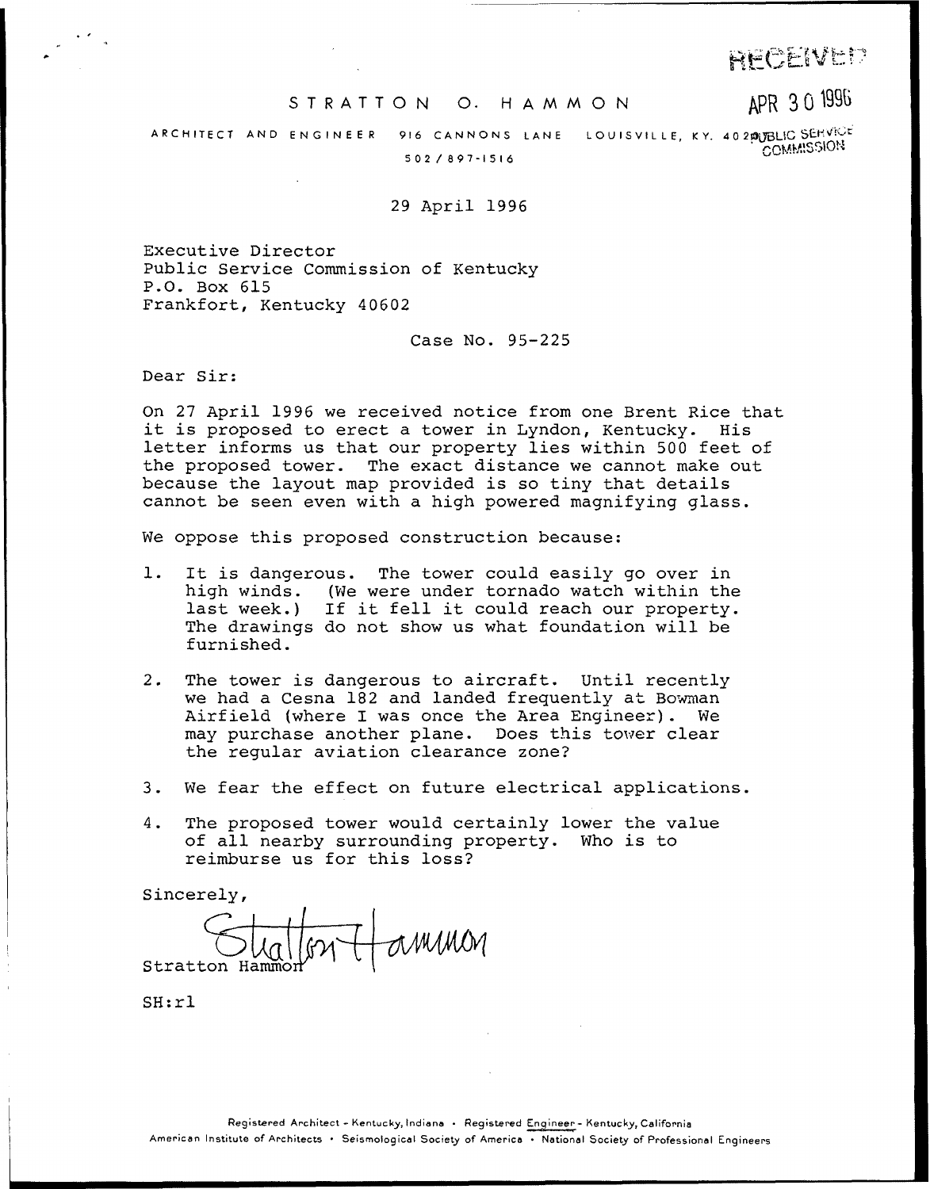RECEIVED

APR 30 1996

PUBLIC SERVICE COMMISSION

# STRATTON O. HAMMON

ARCHITECT AND ENGINEER 916 CANNONS LANE LOUISVILLE, KY. 402

502/897-1516

29 April 1996

Executive Director
Public Service Commission of Kentucky
P.O. Box 615
Frankfort, Kentucky 40602

Case No. 95-225

Dear Sir:

On 27 April 1996 we received notice from one Brent Rice that it is proposed to erect a tower in Lyndon, Kentucky. His letter informs us that our property lies within 500 feet of the proposed tower. The exact distance we cannot make out because the layout map provided is so tiny that details cannot be seen even with a high powered magnifying glass.

We oppose this proposed construction because:

1. It is dangerous. The tower could easily go over in high winds. (We were under tornado watch within the last week.) If it fell it could reach our property. The drawings do not show us what foundation will be furnished.

2. The tower is dangerous to aircraft. Until recently we had a Cesna 182 and landed frequently at Bowman Airfield (where I was once the Area Engineer). We may purchase another plane. Does this tower clear the regular aviation clearance zone?

3. We fear the effect on future electrical applications.

4. The proposed tower would certainly lower the value of all nearby surrounding property. Who is to reimburse us for this loss?

Sincerely,

Stratton Hammon

Stratton Hammon

SH:rl

Registered Architect - Kentucky, Indiana • Registered Engineer - Kentucky, California
American Institute of Architects • Seismological Society of America • National Society of Professional Engineers